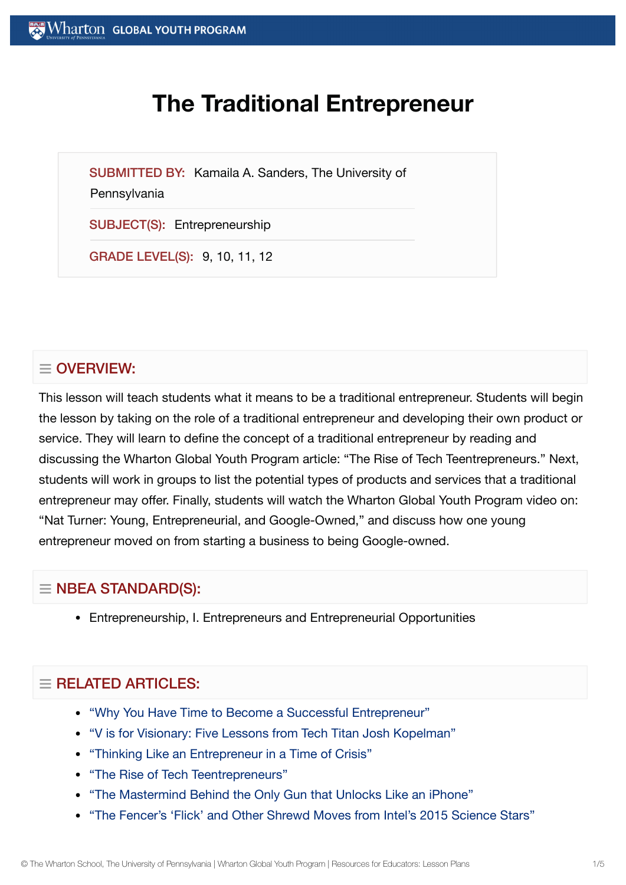# The Traditional Entrepreneur

**SUBMITTED BY:** Kamaila A. Sanders, The University of Pennsylvania

**SUBJECT(S):** Entrepreneurship

**GRADE LEVEL(S):** 9, 10, 11, 12

## OVERVIEW:

This lesson will teach students what it means to be a traditional entrepreneur. Students will begin the lesson by taking on the role of a traditional entrepreneur and developing their own product or service. They will learn to define the concept of a traditional entrepreneur by reading and discussing the Wharton Global Youth Program article: "The Rise of Tech Teentrepreneurs." Next, students will work in groups to list the potential types of products and services that a traditional entrepreneur may offer. Finally, students will watch the Wharton Global Youth Program video on: "Nat Turner: Young, Entrepreneurial, and Google-Owned," and discuss how one young entrepreneur moved on from starting a business to being Google-owned.

## NBEA STANDARD(S):

- Entrepreneurship, I. Entrepreneurs and Entrepreneurial Opportunities

## RELATED ARTICLES:

- "Why You Have Time to Become a Successful Entrepreneur"
- "V is for Visionary: Five Lessons from Tech Titan Josh Kopelman"
- "Thinking Like an Entrepreneur in a Time of Crisis"
- "The Rise of Tech Teentrepreneurs"
- "The Mastermind Behind the Only Gun that Unlocks Like an iPhone"
- "The Fencer's 'Flick' and Other Shrewd Moves from Intel's 2015 Science Stars"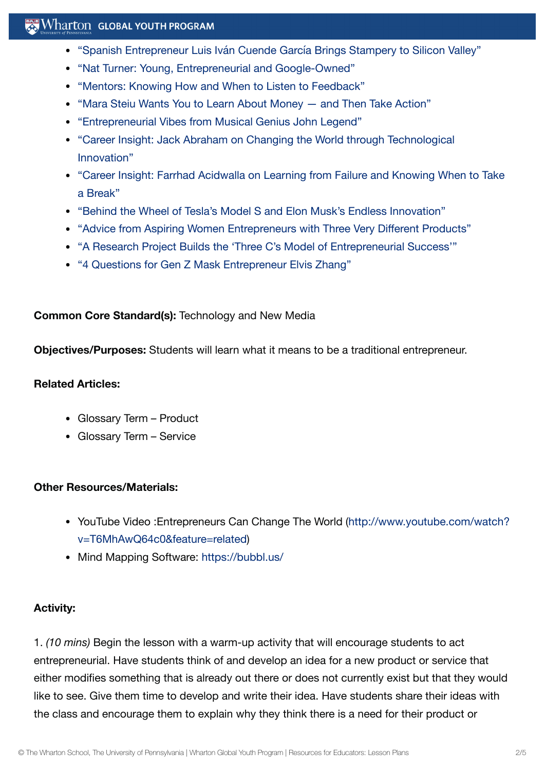- "Spanish Entrepreneur Luis Iván Cuende García Brings Stampery to Silicon Valley"
- "Nat Turner: Young, Entrepreneurial and Google-Owned"
- "Mentors: Knowing How and When to Listen to Feedback"
- "Mara Steiu Wants You to Learn About Money — and Then Take Action"
- "Entrepreneurial Vibes from Musical Genius John Legend"
- "Career Insight: Jack Abraham on Changing the World through Technological Innovation"
- "Career Insight: Farrhad Acidwalla on Learning from Failure and Knowing When to Take a Break"
- "Behind the Wheel of Tesla's Model S and Elon Musk's Endless Innovation"
- "Advice from Aspiring Women Entrepreneurs with Three Very Different Products"
- "A Research Project Builds the 'Three C's Model of Entrepreneurial Success'"
- "4 Questions for Gen Z Mask Entrepreneur Elvis Zhang"

**Common Core Standard(s):** Technology and New Media

**Objectives/Purposes:** Students will learn what it means to be a traditional entrepreneur.

**Related Articles:**

- Glossary Term – Product
- Glossary Term – Service

**Other Resources/Materials:**

- YouTube Video :Entrepreneurs Can Change The World (http://www.youtube.com/watch?v=T6MhAwQ64c0&feature=related)
- Mind Mapping Software: https://bubbl.us/

**Activity:**

1. *(10 mins)* Begin the lesson with a warm-up activity that will encourage students to act entrepreneurial. Have students think of and develop an idea for a new product or service that either modifies something that is already out there or does not currently exist but that they would like to see. Give them time to develop and write their idea. Have students share their ideas with the class and encourage them to explain why they think there is a need for their product or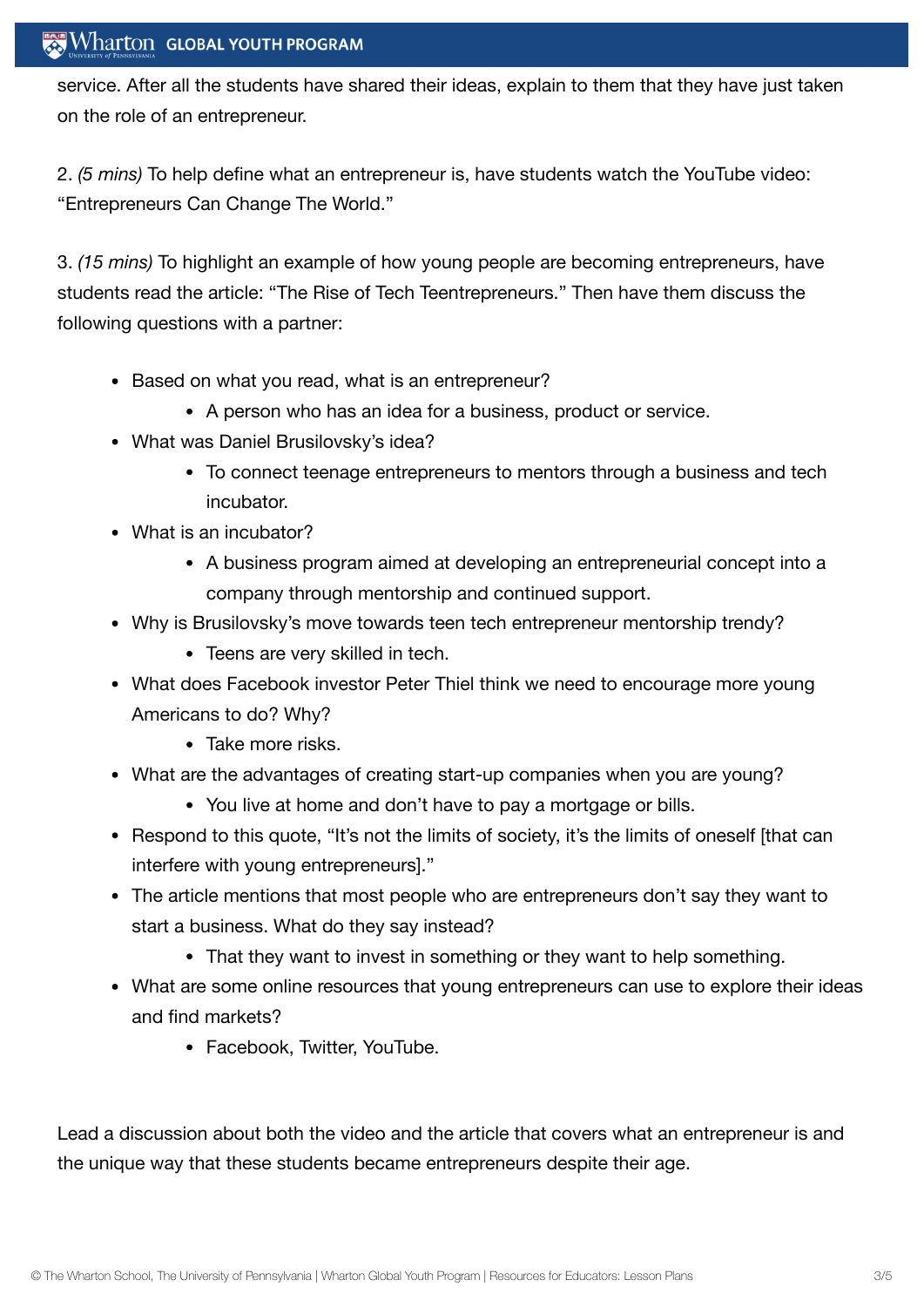service. After all the students have shared their ideas, explain to them that they have just taken on the role of an entrepreneur.

2. *(5 mins)* To help define what an entrepreneur is, have students watch the YouTube video: "Entrepreneurs Can Change The World."

3. *(15 mins)* To highlight an example of how young people are becoming entrepreneurs, have students read the article: "The Rise of Tech Teentrepreneurs." Then have them discuss the following questions with a partner:

- Based on what you read, what is an entrepreneur?
    - A person who has an idea for a business, product or service.
- What was Daniel Brusilovsky's idea?
    - To connect teenage entrepreneurs to mentors through a business and tech incubator.
- What is an incubator?
    - A business program aimed at developing an entrepreneurial concept into a company through mentorship and continued support.
- Why is Brusilovsky's move towards teen tech entrepreneur mentorship trendy?
    - Teens are very skilled in tech.
- What does Facebook investor Peter Thiel think we need to encourage more young Americans to do? Why?
    - Take more risks.
- What are the advantages of creating start-up companies when you are young?
    - You live at home and don't have to pay a mortgage or bills.
- Respond to this quote, "It's not the limits of society, it's the limits of oneself [that can interfere with young entrepreneurs]."
- The article mentions that most people who are entrepreneurs don't say they want to start a business. What do they say instead?
    - That they want to invest in something or they want to help something.
- What are some online resources that young entrepreneurs can use to explore their ideas and find markets?
    - Facebook, Twitter, YouTube.

Lead a discussion about both the video and the article that covers what an entrepreneur is and the unique way that these students became entrepreneurs despite their age.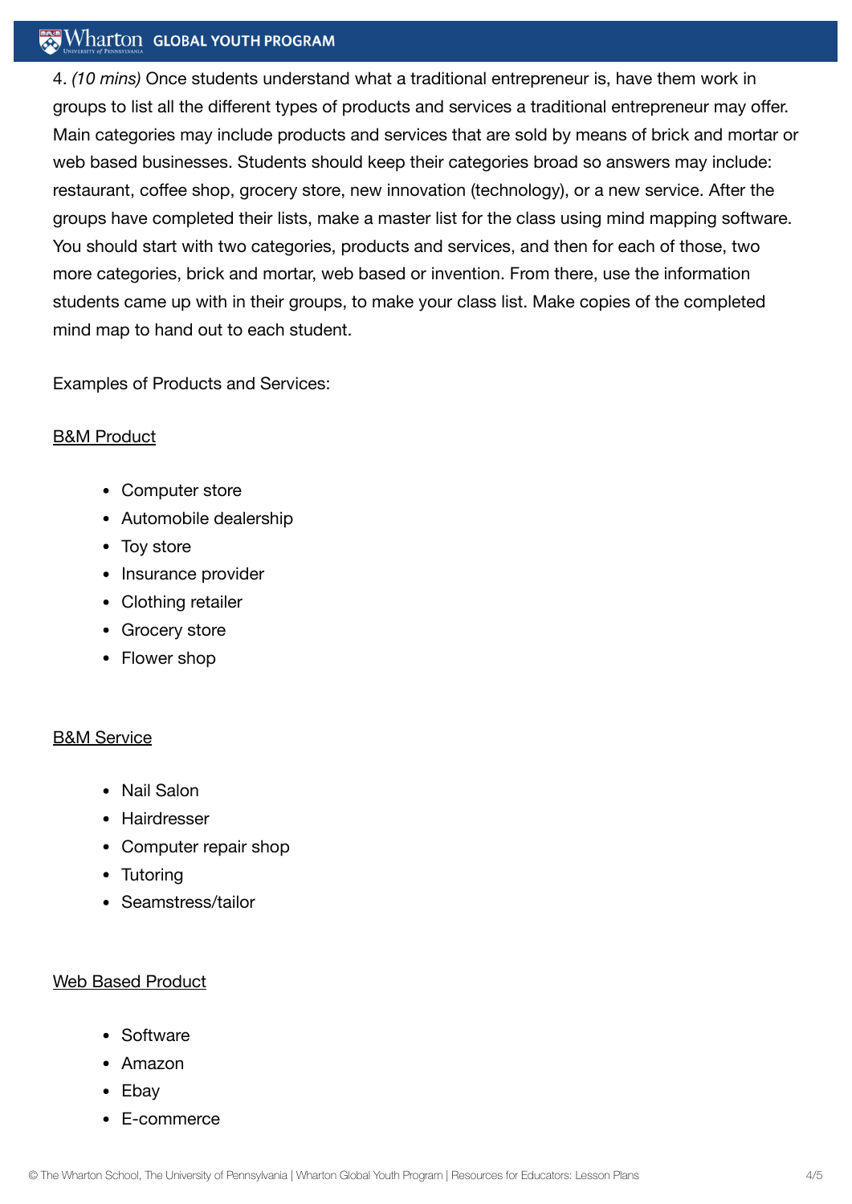4. *(10 mins)* Once students understand what a traditional entrepreneur is, have them work in groups to list all the different types of products and services a traditional entrepreneur may offer. Main categories may include products and services that are sold by means of brick and mortar or web based businesses. Students should keep their categories broad so answers may include: restaurant, coffee shop, grocery store, new innovation (technology), or a new service. After the groups have completed their lists, make a master list for the class using mind mapping software. You should start with two categories, products and services, and then for each of those, two more categories, brick and mortar, web based or invention. From there, use the information students came up with in their groups, to make your class list. Make copies of the completed mind map to hand out to each student.

Examples of Products and Services:

<u>B&M Product</u>

- Computer store
- Automobile dealership
- Toy store
- Insurance provider
- Clothing retailer
- Grocery store
- Flower shop

<u>B&M Service</u>

- Nail Salon
- Hairdresser
- Computer repair shop
- Tutoring
- Seamstress/tailor

<u>Web Based Product</u>

- Software
- Amazon
- Ebay
- E-commerce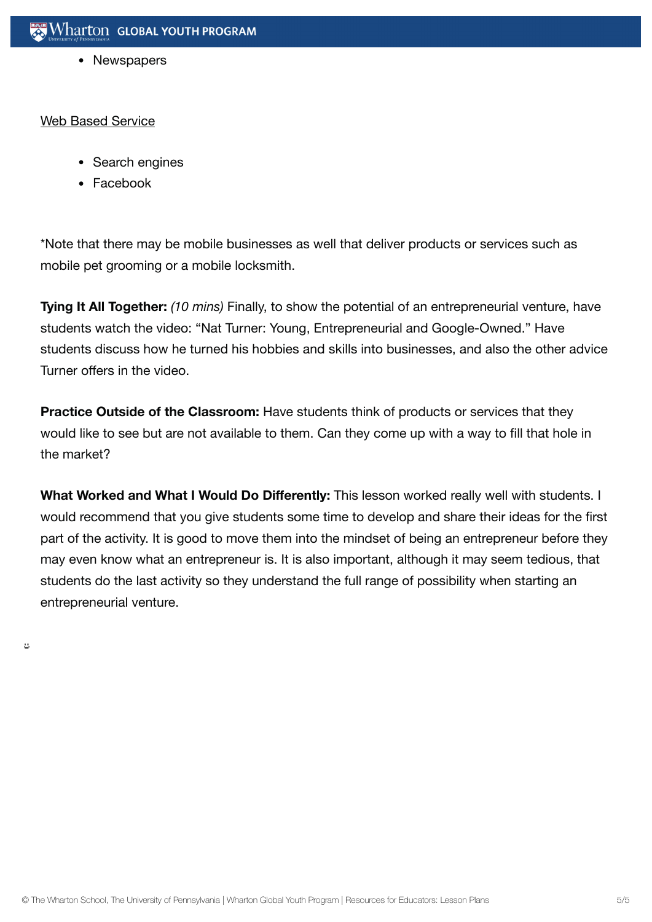- Newspapers

Web Based Service

- Search engines
- Facebook

*Note that there may be mobile businesses as well that deliver products or services such as mobile pet grooming or a mobile locksmith.

**Tying It All Together:** *(10 mins)* Finally, to show the potential of an entrepreneurial venture, have students watch the video: "Nat Turner: Young, Entrepreneurial and Google-Owned." Have students discuss how he turned his hobbies and skills into businesses, and also the other advice Turner offers in the video.

**Practice Outside of the Classroom:** Have students think of products or services that they would like to see but are not available to them. Can they come up with a way to fill that hole in the market?

**What Worked and What I Would Do Differently:** This lesson worked really well with students. I would recommend that you give students some time to develop and share their ideas for the first part of the activity. It is good to move them into the mindset of being an entrepreneur before they may even know what an entrepreneur is. It is also important, although it may seem tedious, that students do the last activity so they understand the full range of possibility when starting an entrepreneurial venture.